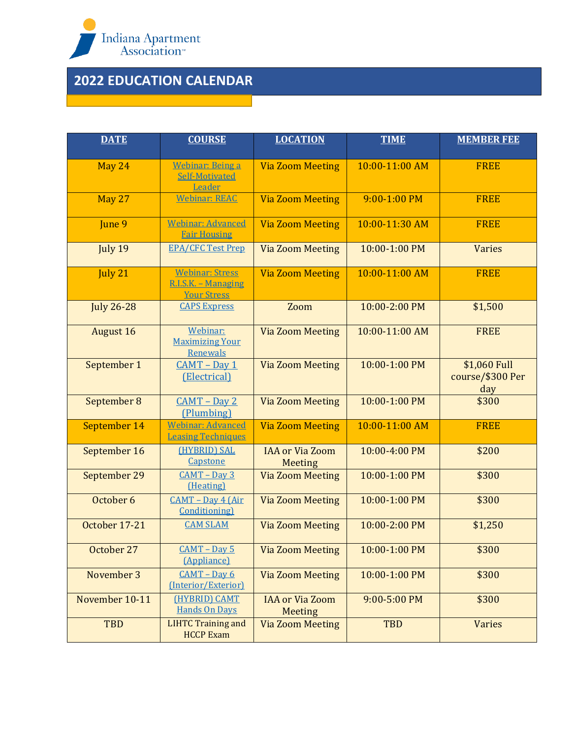Indiana Apartment Association™

# 2022 EDUCATION CALENDAR

| DATE | COURSE | LOCATION | TIME | MEMBER FEE |
| --- | --- | --- | --- | --- |
| May 24 | Webinar: Being a Self-Motivated Leader | Via Zoom Meeting | 10:00-11:00 AM | FREE |
| May 27 | Webinar: REAC | Via Zoom Meeting | 9:00-1:00 PM | FREE |
| June 9 | Webinar: Advanced Fair Housing | Via Zoom Meeting | 10:00-11:30 AM | FREE |
| July 19 | EPA/CFC Test Prep | Via Zoom Meeting | 10:00-1:00 PM | Varies |
| July 21 | Webinar: Stress R.I.S.K. – Managing Your Stress | Via Zoom Meeting | 10:00-11:00 AM | FREE |
| July 26-28 | CAPS Express | Zoom | 10:00-2:00 PM | $1,500 |
| August 16 | Webinar: Maximizing Your Renewals | Via Zoom Meeting | 10:00-11:00 AM | FREE |
| September 1 | CAMT – Day 1 (Electrical) | Via Zoom Meeting | 10:00-1:00 PM | $1,060 Full course/$300 Per day |
| September 8 | CAMT – Day 2 (Plumbing) | Via Zoom Meeting | 10:00-1:00 PM | $300 |
| September 14 | Webinar: Advanced Leasing Techniques | Via Zoom Meeting | 10:00-11:00 AM | FREE |
| September 16 | (HYBRID) SAL Capstone | IAA or Via Zoom Meeting | 10:00-4:00 PM | $200 |
| September 29 | CAMT – Day 3 (Heating) | Via Zoom Meeting | 10:00-1:00 PM | $300 |
| October 6 | CAMT – Day 4 (Air Conditioning) | Via Zoom Meeting | 10:00-1:00 PM | $300 |
| October 17-21 | CAM SLAM | Via Zoom Meeting | 10:00-2:00 PM | $1,250 |
| October 27 | CAMT – Day 5 (Appliance) | Via Zoom Meeting | 10:00-1:00 PM | $300 |
| November 3 | CAMT – Day 6 (Interior/Exterior) | Via Zoom Meeting | 10:00-1:00 PM | $300 |
| November 10-11 | (HYBRID) CAMT Hands On Days | IAA or Via Zoom Meeting | 9:00-5:00 PM | $300 |
| TBD | LIHTC Training and HCCP Exam | Via Zoom Meeting | TBD | Varies |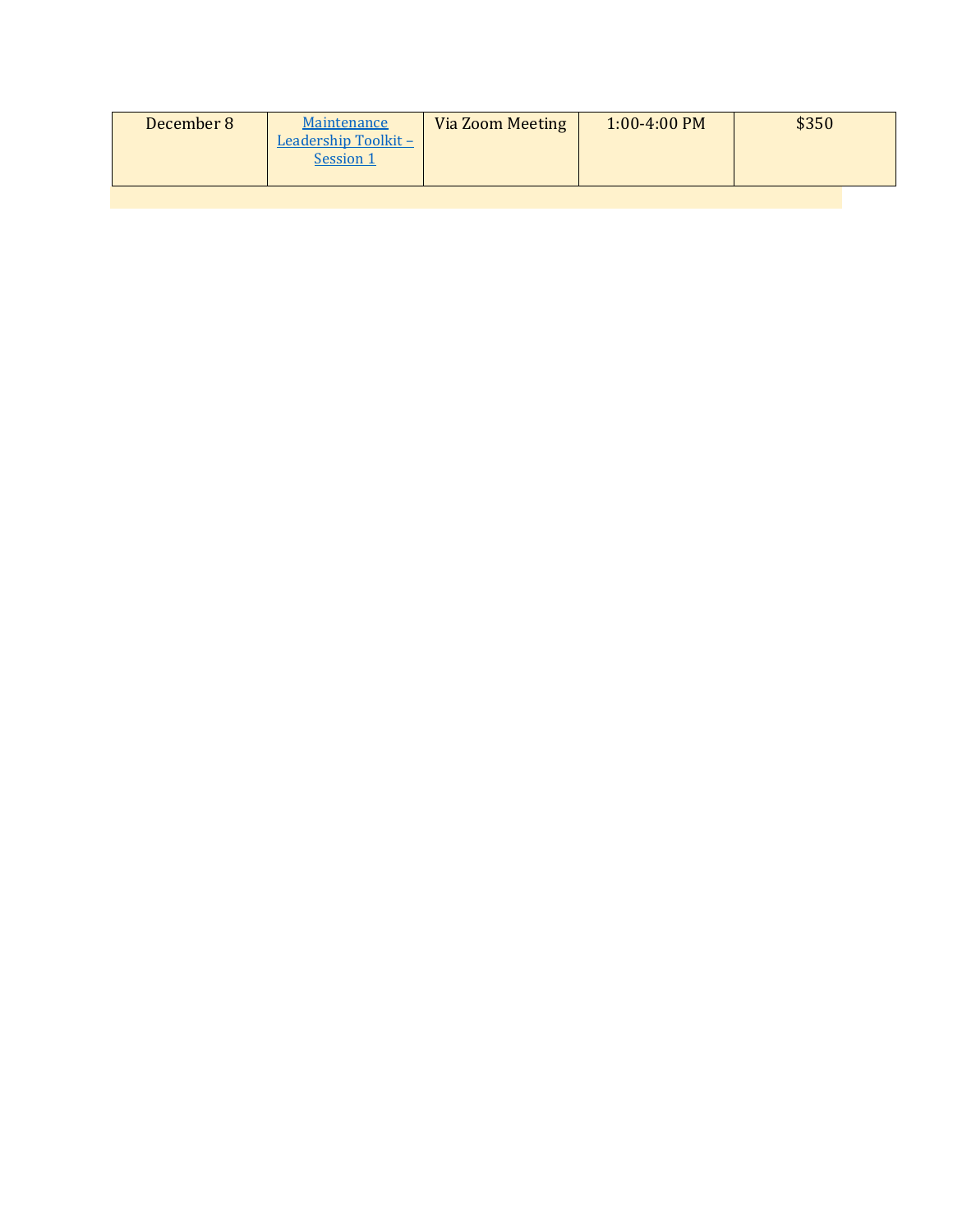| | | | | |
|---|---|---|---|---|
| December 8 | Maintenance Leadership Toolkit – Session 1 | Via Zoom Meeting | 1:00-4:00 PM | $350 |